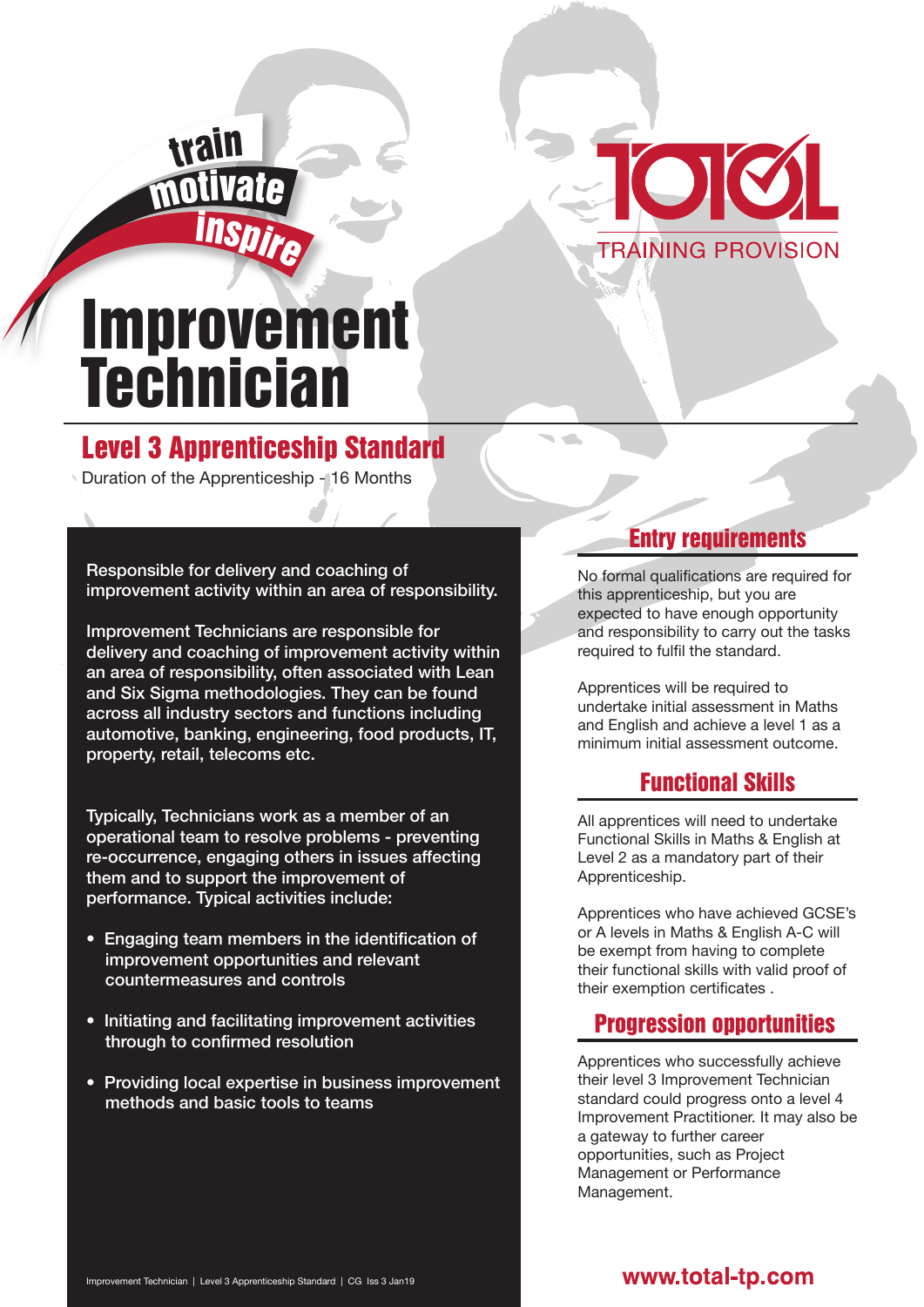train motivate inspire

TOTAL TRAINING PROVISION

# Improvement Technician

## Level 3 Apprenticeship Standard

Duration of the Apprenticeship - 16 Months

Responsible for delivery and coaching of improvement activity within an area of responsibility.

Improvement Technicians are responsible for delivery and coaching of improvement activity within an area of responsibility, often associated with Lean and Six Sigma methodologies. They can be found across all industry sectors and functions including automotive, banking, engineering, food products, IT, property, retail, telecoms etc.

Typically, Technicians work as a member of an operational team to resolve problems - preventing re-occurrence, engaging others in issues affecting them and to support the improvement of performance. Typical activities include:

- Engaging team members in the identification of improvement opportunities and relevant countermeasures and controls
- Initiating and facilitating improvement activities through to confirmed resolution
- Providing local expertise in business improvement methods and basic tools to teams

## Entry requirements

No formal qualifications are required for this apprenticeship, but you are expected to have enough opportunity and responsibility to carry out the tasks required to fulfil the standard.

Apprentices will be required to undertake initial assessment in Maths and English and achieve a level 1 as a minimum initial assessment outcome.

## Functional Skills

All apprentices will need to undertake Functional Skills in Maths & English at Level 2 as a mandatory part of their Apprenticeship.

Apprentices who have achieved GCSE's or A levels in Maths & English A-C will be exempt from having to complete their functional skills with valid proof of their exemption certificates .

## Progression opportunities

Apprentices who successfully achieve their level 3 Improvement Technician standard could progress onto a level 4 Improvement Practitioner. It may also be a gateway to further career opportunities, such as Project Management or Performance Management.

www.total-tp.com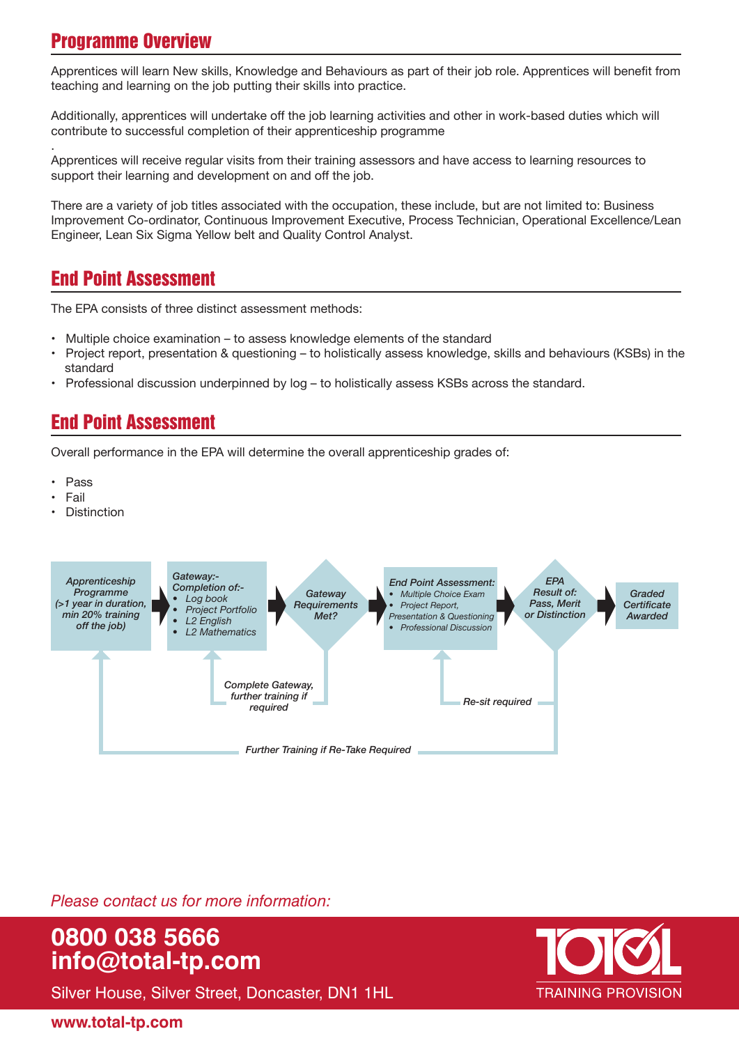## Programme Overview

Apprentices will learn New skills, Knowledge and Behaviours as part of their job role. Apprentices will benefit from teaching and learning on the job putting their skills into practice.

Additionally, apprentices will undertake off the job learning activities and other in work-based duties which will contribute to successful completion of their apprenticeship programme

.

Apprentices will receive regular visits from their training assessors and have access to learning resources to support their learning and development on and off the job.

There are a variety of job titles associated with the occupation, these include, but are not limited to: Business Improvement Co-ordinator, Continuous Improvement Executive, Process Technician, Operational Excellence/Lean Engineer, Lean Six Sigma Yellow belt and Quality Control Analyst.

## End Point Assessment

The EPA consists of three distinct assessment methods:

- Multiple choice examination – to assess knowledge elements of the standard
- Project report, presentation & questioning – to holistically assess knowledge, skills and behaviours (KSBs) in the standard
- Professional discussion underpinned by log – to holistically assess KSBs across the standard.

## End Point Assessment

Overall performance in the EPA will determine the overall apprenticeship grades of:

- Pass
- Fail
- Distinction

*Apprenticeship Programme (>1 year in duration, min 20% training off the job)*

*Gateway:- Completion of:-*
- *Log book*
- *Project Portfolio*
- *L2 English*
- *L2 Mathematics*

*Gateway Requirements Met?*

*End Point Assessment:*
- *Multiple Choice Exam*
- *Project Report, Presentation & Questioning*
- *Professional Discussion*

*EPA Result of: Pass, Merit or Distinction*

*Graded Certificate Awarded*

*Complete Gateway, further training if required*

*Re-sit required*

*Further Training if Re-Take Required*

*Please contact us for more information:*

**0800 038 5666**
**info@total-tp.com**

Silver House, Silver Street, Doncaster, DN1 1HL

TOTAL TRAINING PROVISION

**www.total-tp.com**